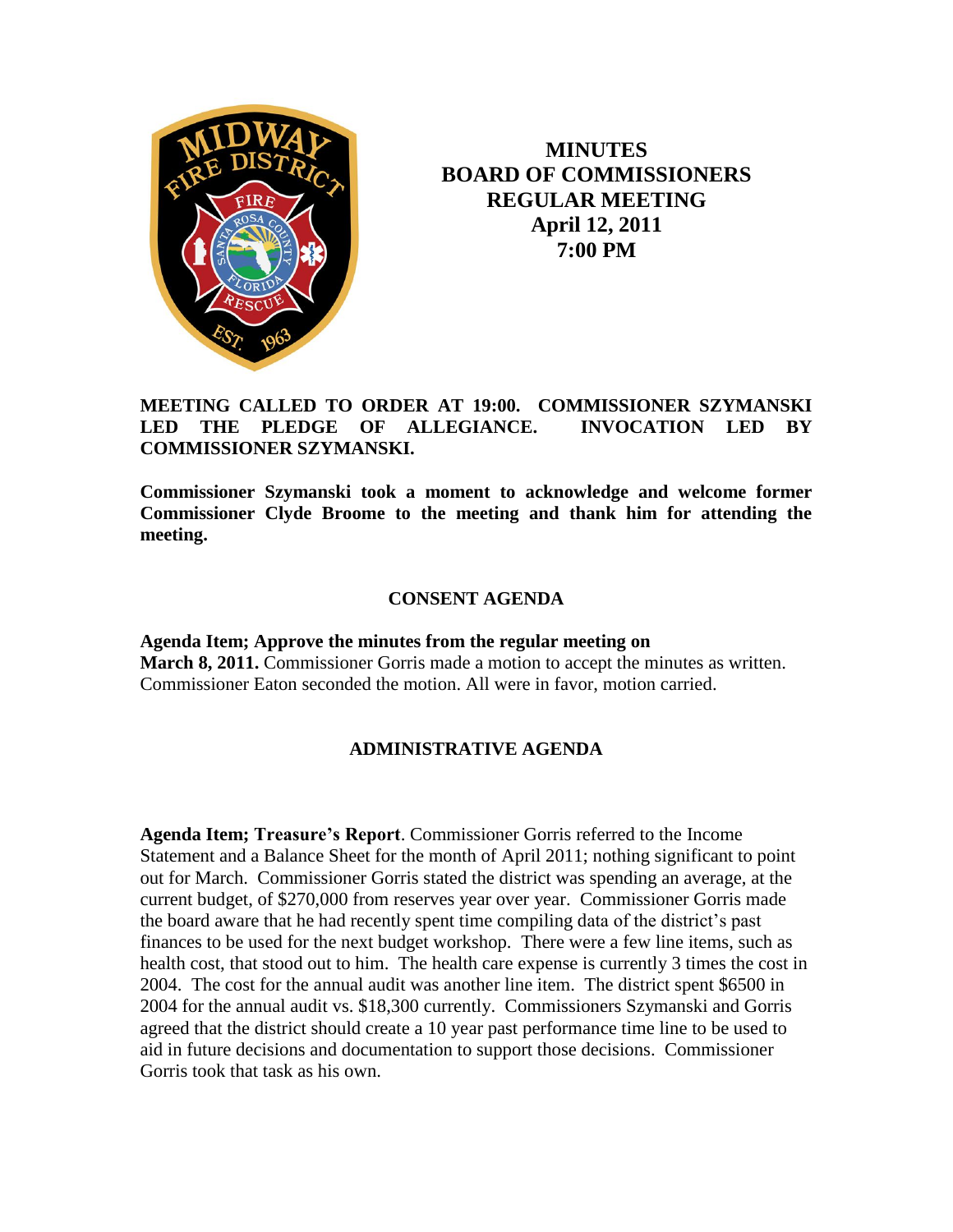# MINUTES
# BOARD OF COMMISSIONERS
# REGULAR MEETING
# April 12, 2011
# 7:00 PM

**MEETING CALLED TO ORDER AT 19:00. COMMISSIONER SZYMANSKI LED THE PLEDGE OF ALLEGIANCE. INVOCATION LED BY COMMISSIONER SZYMANSKI.**

**Commissioner Szymanski took a moment to acknowledge and welcome former Commissioner Clyde Broome to the meeting and thank him for attending the meeting.**

## CONSENT AGENDA

**Agenda Item; Approve the minutes from the regular meeting on March 8, 2011.** Commissioner Gorris made a motion to accept the minutes as written. Commissioner Eaton seconded the motion. All were in favor, motion carried.

## ADMINISTRATIVE AGENDA

**Agenda Item; Treasure's Report**. Commissioner Gorris referred to the Income Statement and a Balance Sheet for the month of April 2011; nothing significant to point out for March. Commissioner Gorris stated the district was spending an average, at the current budget, of $270,000 from reserves year over year. Commissioner Gorris made the board aware that he had recently spent time compiling data of the district's past finances to be used for the next budget workshop. There were a few line items, such as health cost, that stood out to him. The health care expense is currently 3 times the cost in 2004. The cost for the annual audit was another line item. The district spent $6500 in 2004 for the annual audit vs. $18,300 currently. Commissioners Szymanski and Gorris agreed that the district should create a 10 year past performance time line to be used to aid in future decisions and documentation to support those decisions. Commissioner Gorris took that task as his own.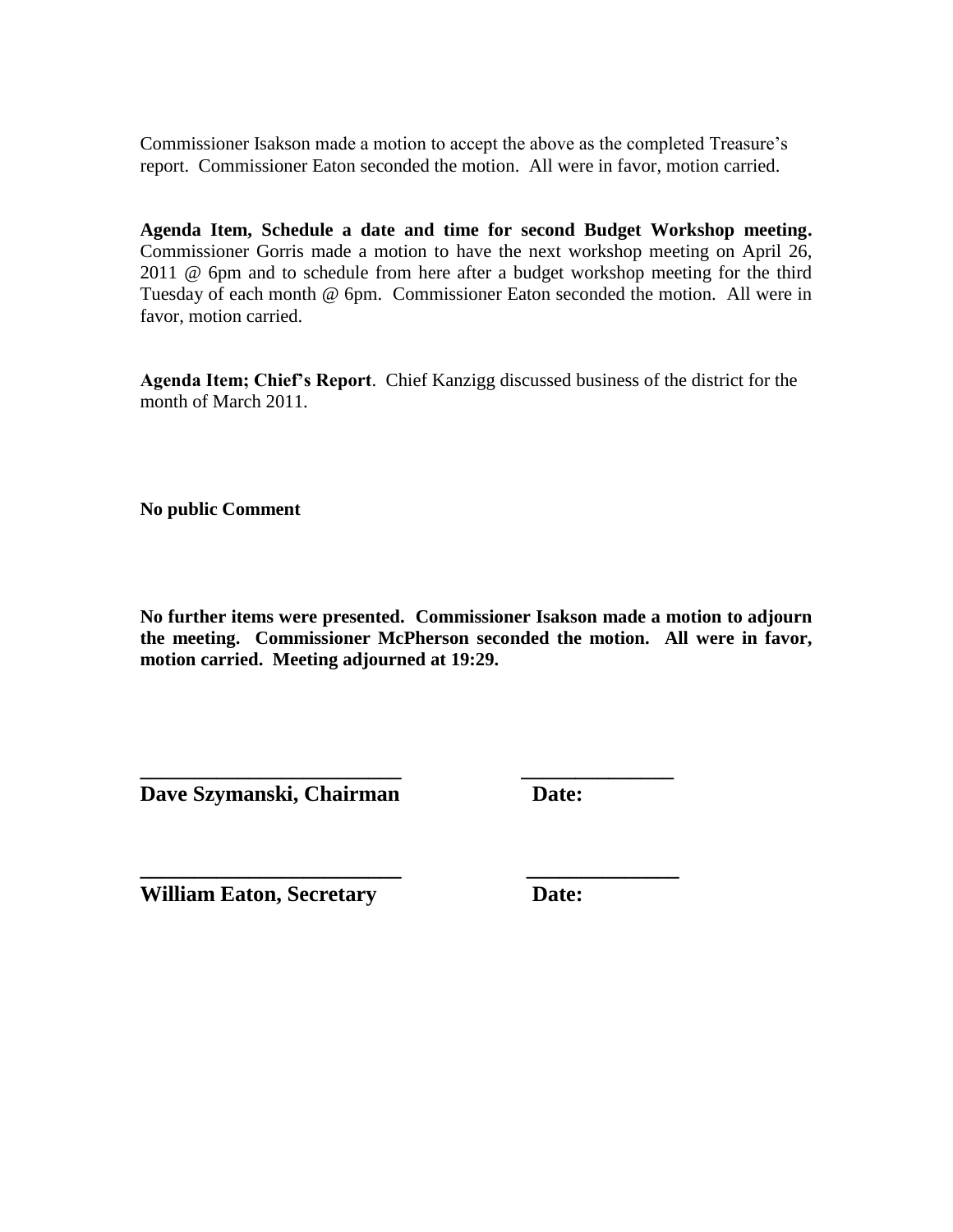Commissioner Isakson made a motion to accept the above as the completed Treasure's report. Commissioner Eaton seconded the motion. All were in favor, motion carried.

**Agenda Item, Schedule a date and time for second Budget Workshop meeting.** Commissioner Gorris made a motion to have the next workshop meeting on April 26, 2011 @ 6pm and to schedule from here after a budget workshop meeting for the third Tuesday of each month @ 6pm. Commissioner Eaton seconded the motion. All were in favor, motion carried.

**Agenda Item; Chief's Report**. Chief Kanzigg discussed business of the district for the month of March 2011.

**No public Comment**

**No further items were presented. Commissioner Isakson made a motion to adjourn the meeting. Commissioner McPherson seconded the motion. All were in favor, motion carried. Meeting adjourned at 19:29.**

**_________________________ _______________**

**Dave Szymanski, Chairman Date:**

**_________________________ _______________**

**William Eaton, Secretary Date:**